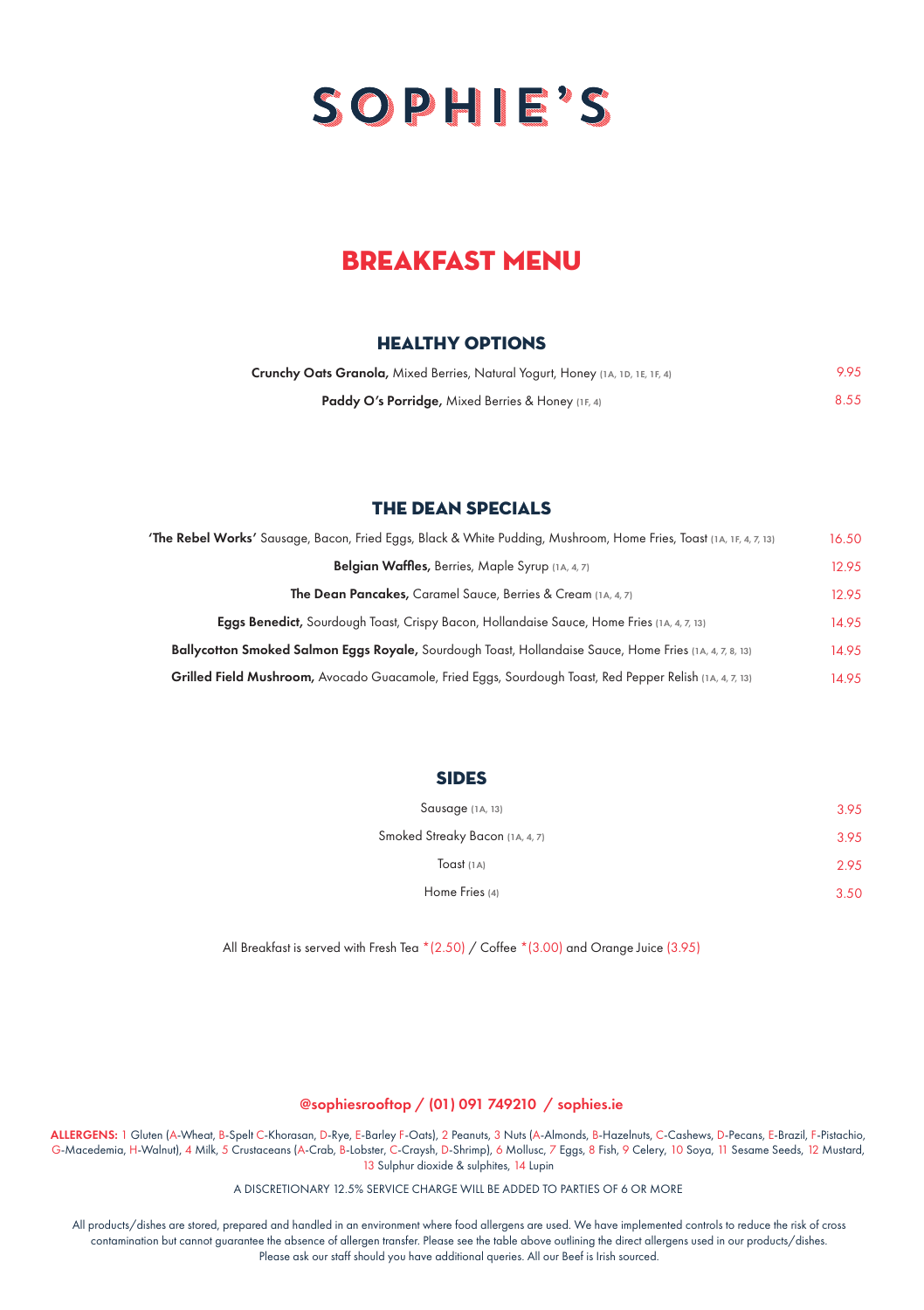# SOPHIE'S

## BREAKFAST MENU

### HEALTHY OPTIONS

**Crunchy Oats Granola,** Mixed Berries, Natural Yogurt, Honey (1A, 1D, 1E, 1F, 4) 9.95

**Paddy O's Porridge,** Mixed Berries & Honey (1F, 4) 8.55

### THE DEAN SPECIALS

**'The Rebel Works'** Sausage, Bacon, Fried Eggs, Black & White Pudding, Mushroom, Home Fries, Toast (1A, 1F, 4, 7, 13) 16.50

**Belgian Waffles,** Berries, Maple Syrup (1A, 4, 7) 12.95

**The Dean Pancakes,** Caramel Sauce, Berries & Cream (1A, 4, 7) 12.95

**Eggs Benedict,** Sourdough Toast, Crispy Bacon, Hollandaise Sauce, Home Fries (1A, 4, 7, 13) 14.95

**Ballycotton Smoked Salmon Eggs Royale,** Sourdough Toast, Hollandaise Sauce, Home Fries (1A, 4, 7, 8, 13) 14.95

**Grilled Field Mushroom,** Avocado Guacamole, Fried Eggs, Sourdough Toast, Red Pepper Relish (1A, 4, 7, 13) 14.95

### SIDES

Sausage (1A, 13) 3.95

Smoked Streaky Bacon (1A, 4, 7) 3.95

Toast (1A) 2.95

Home Fries (4) 3.50

All Breakfast is served with Fresh Tea *(2.50) / Coffee *(3.00) and Orange Juice (3.95)

@sophiesrooftop / (01) 091 749210 / sophies.ie

**ALLERGENS:** 1 Gluten (A-Wheat, B-Spelt C-Khorasan, D-Rye, E-Barley F-Oats), 2 Peanuts, 3 Nuts (A-Almonds, B-Hazelnuts, C-Cashews, D-Pecans, E-Brazil, F-Pistachio, G-Macedemia, H-Walnut), 4 Milk, 5 Crustaceans (A-Crab, B-Lobster, C-Craysh, D-Shrimp), 6 Mollusc, 7 Eggs, 8 Fish, 9 Celery, 10 Soya, 11 Sesame Seeds, 12 Mustard, 13 Sulphur dioxide & sulphites, 14 Lupin

A DISCRETIONARY 12.5% SERVICE CHARGE WILL BE ADDED TO PARTIES OF 6 OR MORE

All products/dishes are stored, prepared and handled in an environment where food allergens are used. We have implemented controls to reduce the risk of cross contamination but cannot guarantee the absence of allergen transfer. Please see the table above outlining the direct allergens used in our products/dishes. Please ask our staff should you have additional queries. All our Beef is Irish sourced.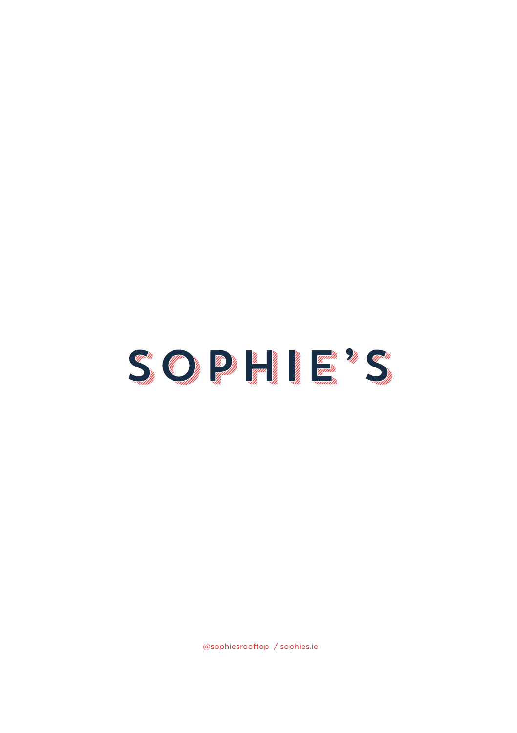# SOPHIE'S

@sophiesrooftop / sophies.ie